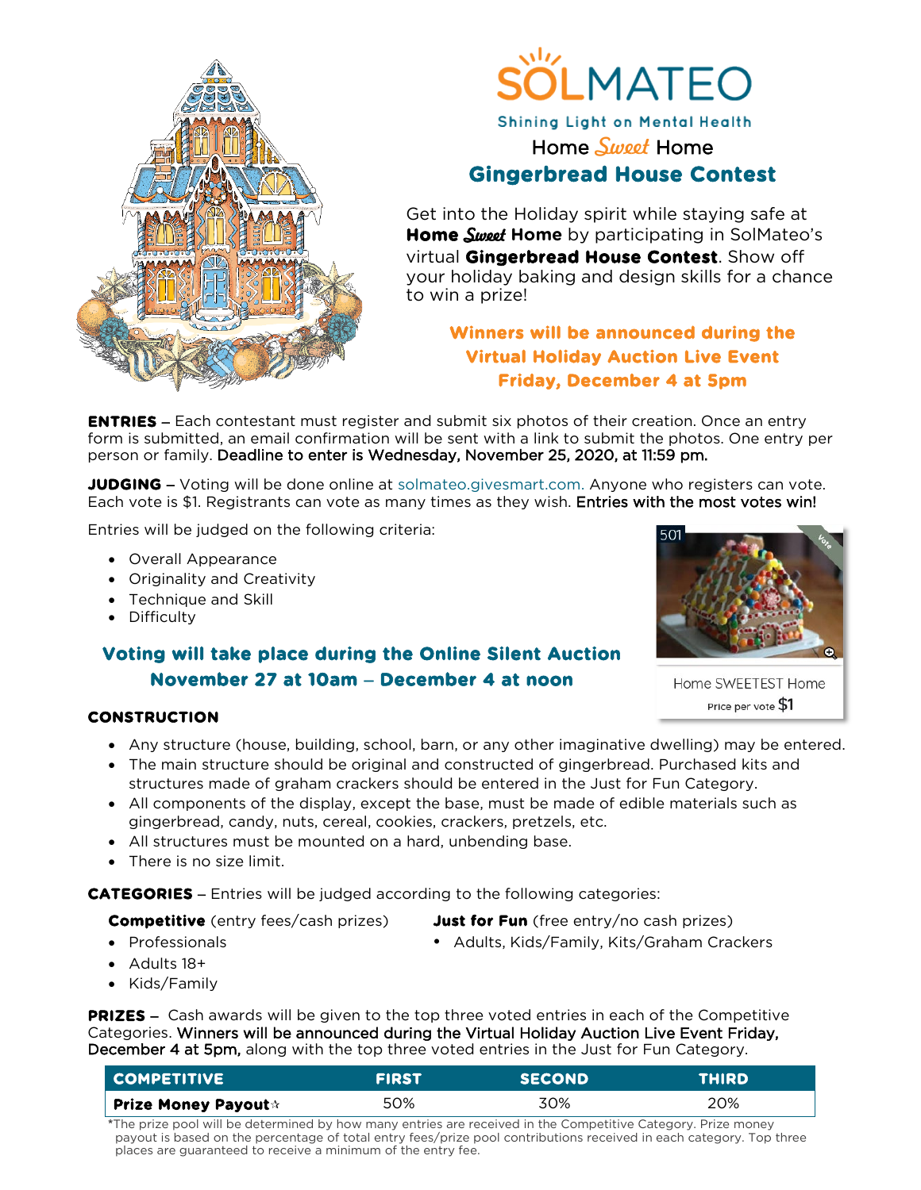# SOLMATEO

**Shining Light on Mental Health**

## Home *Sweet* Home

## Gingerbread House Contest

Get into the Holiday spirit while staying safe at **Home *Sweet* Home** by participating in SolMateo's virtual **Gingerbread House Contest**. Show off your holiday baking and design skills for a chance to win a prize!

**Winners will be announced during the Virtual Holiday Auction Live Event Friday, December 4 at 5pm**

**ENTRIES** – Each contestant must register and submit six photos of their creation. Once an entry form is submitted, an email confirmation will be sent with a link to submit the photos. One entry per person or family. Deadline to enter is Wednesday, November 25, 2020, at 11:59 pm.

**JUDGING** – Voting will be done online at solmateo.givesmart.com. Anyone who registers can vote. Each vote is $1. Registrants can vote as many times as they wish. Entries with the most votes win!

Entries will be judged on the following criteria:

- Overall Appearance
- Originality and Creativity
- Technique and Skill
- Difficulty

501

Vote

Home SWEETEST Home

Price per vote $1

**Voting will take place during the Online Silent Auction November 27 at 10am – December 4 at noon**

**CONSTRUCTION**

- Any structure (house, building, school, barn, or any other imaginative dwelling) may be entered.
- The main structure should be original and constructed of gingerbread. Purchased kits and structures made of graham crackers should be entered in the Just for Fun Category.
- All components of the display, except the base, must be made of edible materials such as gingerbread, candy, nuts, cereal, cookies, crackers, pretzels, etc.
- All structures must be mounted on a hard, unbending base.
- There is no size limit.

**CATEGORIES** – Entries will be judged according to the following categories:

**Competitive** (entry fees/cash prizes)

- Professionals
- Adults 18+
- Kids/Family

**Just for Fun** (free entry/no cash prizes)

- Adults, Kids/Family, Kits/Graham Crackers

**PRIZES** – Cash awards will be given to the top three voted entries in each of the Competitive Categories. Winners will be announced during the Virtual Holiday Auction Live Event Friday, December 4 at 5pm, along with the top three voted entries in the Just for Fun Category.

| COMPETITIVE | FIRST | SECOND | THIRD |
|---|---|---|---|
| **Prize Money Payout*** | 50% | 30% | 20% |

*The prize pool will be determined by how many entries are received in the Competitive Category. Prize money payout is based on the percentage of total entry fees/prize pool contributions received in each category. Top three places are guaranteed to receive a minimum of the entry fee.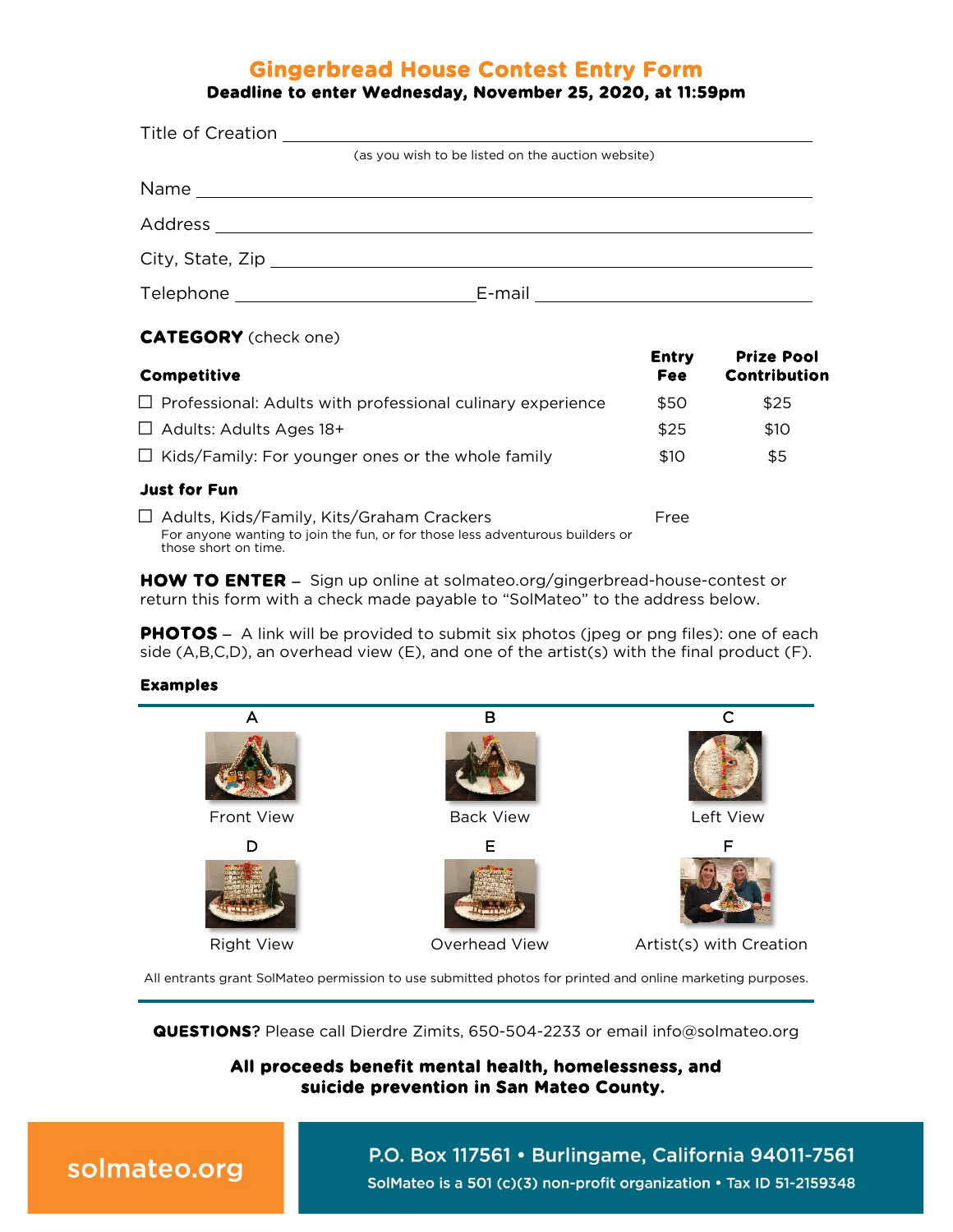# Gingerbread House Contest Entry Form

**Deadline to enter Wednesday, November 25, 2020, at 11:59pm**

Title of Creation ______________________________________________
(as you wish to be listed on the auction website)

Name ______________________________________________

Address ______________________________________________

City, State, Zip ______________________________________________

Telephone ______________________ E-mail ______________________

**CATEGORY** (check one)

| **Competitive** | **Entry Fee** | **Prize Pool Contribution** |
|---|---|---|
| ☐ Professional: Adults with professional culinary experience | $50 | $25 |
| ☐ Adults: Adults Ages 18+ | $25 | $10 |
| ☐ Kids/Family: For younger ones or the whole family | $10 | $5 |
| **Just for Fun** | | |
| ☐ Adults, Kids/Family, Kits/Graham Crackers<br>For anyone wanting to join the fun, or for those less adventurous builders or those short on time. | Free | |

**HOW TO ENTER** – Sign up online at solmateo.org/gingerbread-house-contest or return this form with a check made payable to "SolMateo" to the address below.

**PHOTOS** – A link will be provided to submit six photos (jpeg or png files): one of each side (A,B,C,D), an overhead view (E), and one of the artist(s) with the final product (F).

**Examples**

A
Front View

B
Back View

C
Left View

D
Right View

E
Overhead View

F
Artist(s) with Creation

All entrants grant SolMateo permission to use submitted photos for printed and online marketing purposes.

**QUESTIONS?** Please call Dierdre Zimits, 650-504-2233 or email info@solmateo.org

**All proceeds benefit mental health, homelessness, and suicide prevention in San Mateo County.**

solmateo.org

P.O. Box 117561 • Burlingame, California 94011-7561

SolMateo is a 501 (c)(3) non-profit organization • Tax ID 51-2159348